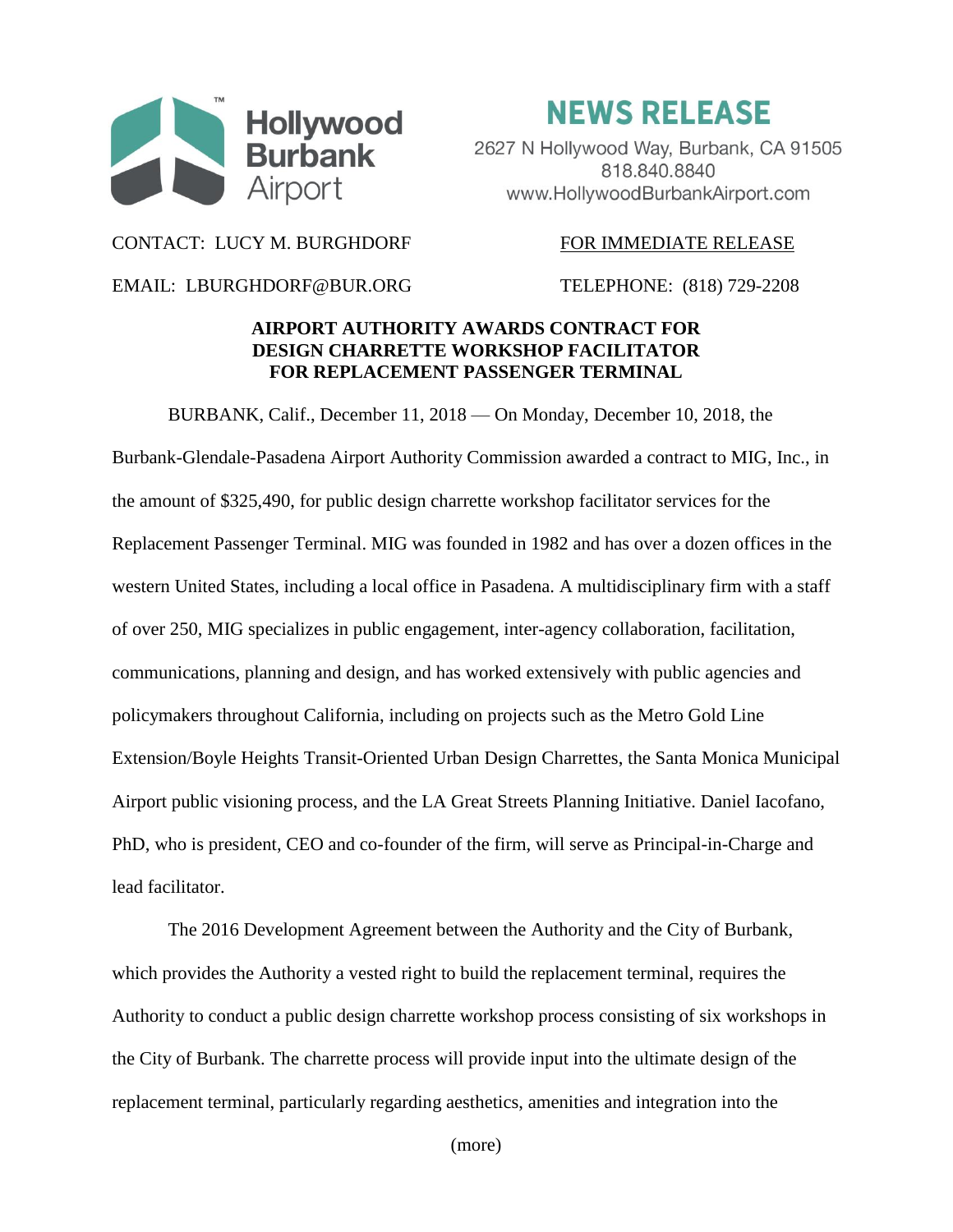Hollywood Burbank Airport

# NEWS RELEASE

2627 N Hollywood Way, Burbank, CA 91505
818.840.8840
www.HollywoodBurbankAirport.com

CONTACT: LUCY M. BURGHDORF

FOR IMMEDIATE RELEASE

EMAIL: LBURGHDORF@BUR.ORG

TELEPHONE: (818) 729-2208

## AIRPORT AUTHORITY AWARDS CONTRACT FOR DESIGN CHARRETTE WORKSHOP FACILITATOR FOR REPLACEMENT PASSENGER TERMINAL

BURBANK, Calif., December 11, 2018 — On Monday, December 10, 2018, the Burbank-Glendale-Pasadena Airport Authority Commission awarded a contract to MIG, Inc., in the amount of $325,490, for public design charrette workshop facilitator services for the Replacement Passenger Terminal. MIG was founded in 1982 and has over a dozen offices in the western United States, including a local office in Pasadena. A multidisciplinary firm with a staff of over 250, MIG specializes in public engagement, inter-agency collaboration, facilitation, communications, planning and design, and has worked extensively with public agencies and policymakers throughout California, including on projects such as the Metro Gold Line Extension/Boyle Heights Transit-Oriented Urban Design Charrettes, the Santa Monica Municipal Airport public visioning process, and the LA Great Streets Planning Initiative. Daniel Iacofano, PhD, who is president, CEO and co-founder of the firm, will serve as Principal-in-Charge and lead facilitator.

The 2016 Development Agreement between the Authority and the City of Burbank, which provides the Authority a vested right to build the replacement terminal, requires the Authority to conduct a public design charrette workshop process consisting of six workshops in the City of Burbank. The charrette process will provide input into the ultimate design of the replacement terminal, particularly regarding aesthetics, amenities and integration into the

(more)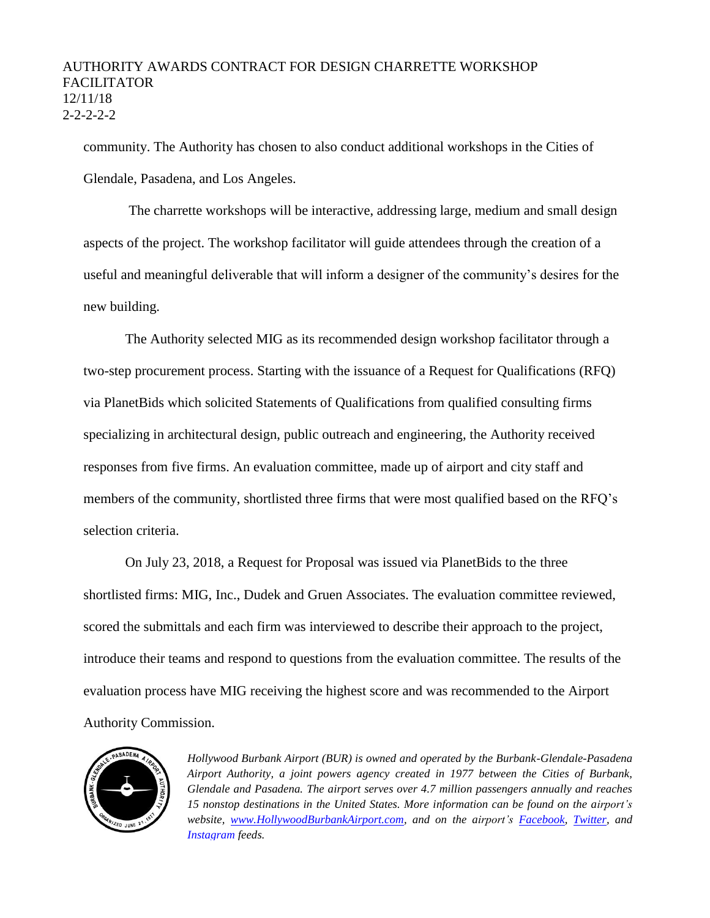community. The Authority has chosen to also conduct additional workshops in the Cities of Glendale, Pasadena, and Los Angeles.

The charrette workshops will be interactive, addressing large, medium and small design aspects of the project. The workshop facilitator will guide attendees through the creation of a useful and meaningful deliverable that will inform a designer of the community's desires for the new building.

The Authority selected MIG as its recommended design workshop facilitator through a two-step procurement process. Starting with the issuance of a Request for Qualifications (RFQ) via PlanetBids which solicited Statements of Qualifications from qualified consulting firms specializing in architectural design, public outreach and engineering, the Authority received responses from five firms. An evaluation committee, made up of airport and city staff and members of the community, shortlisted three firms that were most qualified based on the RFQ's selection criteria.

On July 23, 2018, a Request for Proposal was issued via PlanetBids to the three shortlisted firms: MIG, Inc., Dudek and Gruen Associates. The evaluation committee reviewed, scored the submittals and each firm was interviewed to describe their approach to the project, introduce their teams and respond to questions from the evaluation committee. The results of the evaluation process have MIG receiving the highest score and was recommended to the Airport Authority Commission.

*Hollywood Burbank Airport (BUR) is owned and operated by the Burbank-Glendale-Pasadena Airport Authority, a joint powers agency created in 1977 between the Cities of Burbank, Glendale and Pasadena. The airport serves over 4.7 million passengers annually and reaches 15 nonstop destinations in the United States. More information can be found on the airport's website, www.HollywoodBurbankAirport.com, and on the airport's Facebook, Twitter, and Instagram feeds.*